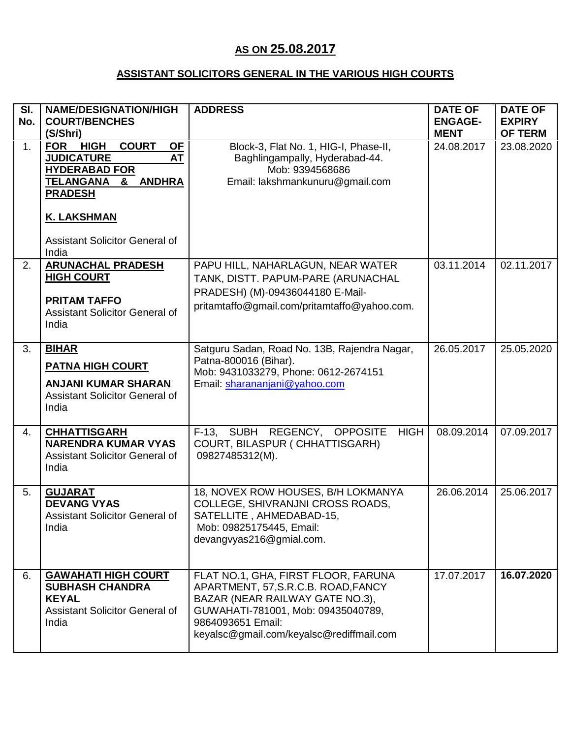# AS ON 25.08.2017

## ASSISTANT SOLICITORS GENERAL IN THE VARIOUS HIGH COURTS

| Sl. No. | NAME/DESIGNATION/HIGH COURT/BENCHES (S/Shri) | ADDRESS | DATE OF ENGAGE-MENT | DATE OF EXPIRY OF TERM |
|---|---|---|---|---|
| 1. | **FOR HIGH COURT OF JUDICATURE AT HYDERABAD FOR TELANGANA & ANDHRA PRADESH**<br><br>**K. LAKSHMAN**<br><br>Assistant Solicitor General of India | Block-3, Flat No. 1, HIG-I, Phase-II, Baghlingampally, Hyderabad-44. Mob: 9394568686 Email: lakshmankunuru@gmail.com | 24.08.2017 | 23.08.2020 |
| 2. | **ARUNACHAL PRADESH HIGH COURT**<br><br>**PRITAM TAFFO**<br>Assistant Solicitor General of India | PAPU HILL, NAHARLAGUN, NEAR WATER TANK, DISTT. PAPUM-PARE (ARUNACHAL PRADESH) (M)-09436044180 E-Mail-pritamtaffo@gmail.com/pritamtaffo@yahoo.com. | 03.11.2014 | 02.11.2017 |
| 3. | **BIHAR**<br><br>**PATNA HIGH COURT**<br><br>**ANJANI KUMAR SHARAN**<br>Assistant Solicitor General of India | Satguru Sadan, Road No. 13B, Rajendra Nagar, Patna-800016 (Bihar). Mob: 9431033279, Phone: 0612-2674151 Email: sharananjani@yahoo.com | 26.05.2017 | 25.05.2020 |
| 4. | **CHHATTISGARH**<br>**NARENDRA KUMAR VYAS**<br>Assistant Solicitor General of India | F-13, SUBH REGENCY, OPPOSITE HIGH COURT, BILASPUR ( CHHATTISGARH) 09827485312(M). | 08.09.2014 | 07.09.2017 |
| 5. | **GUJARAT**<br>**DEVANG VYAS**<br>Assistant Solicitor General of India | 18, NOVEX ROW HOUSES, B/H LOKMANYA COLLEGE, SHIVRANJNI CROSS ROADS, SATELLITE , AHMEDABAD-15, Mob: 09825175445, Email: devangvyas216@gmial.com. | 26.06.2014 | 25.06.2017 |
| 6. | **GAWAHATI HIGH COURT**<br>**SUBHASH CHANDRA KEYAL**<br>Assistant Solicitor General of India | FLAT NO.1, GHA, FIRST FLOOR, FARUNA APARTMENT, 57,S.R.C.B. ROAD,FANCY BAZAR (NEAR RAILWAY GATE NO.3), GUWAHATI-781001, Mob: 09435040789, 9864093651 Email: keyalsc@gmail.com/keyalsc@rediffmail.com | 17.07.2017 | **16.07.2020** |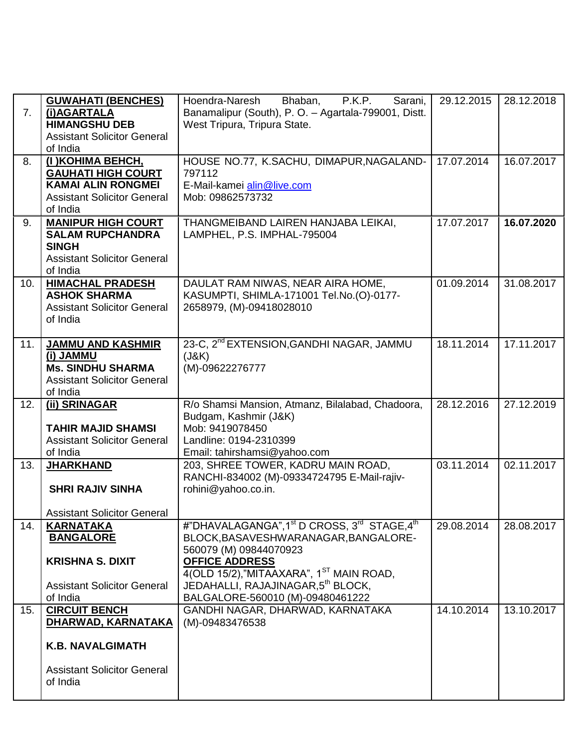| 7. | **GUWAHATI (BENCHES)** **(i)AGARTALA** **HIMANGSHU DEB** Assistant Solicitor General of India | Hoendra-Naresh Bhaban, P.K.P. Sarani, Banamalipur (South), P. O. – Agartala-799001, Distt. West Tripura, Tripura State. | 29.12.2015 | 28.12.2018 |
|---|---|---|---|---|
| 8. | **(I )KOHIMA BEHCH, GAUHATI HIGH COURT** **KAMAI ALIN RONGMEI** Assistant Solicitor General of India | HOUSE NO.77, K.SACHU, DIMAPUR,NAGALAND-797112 E-Mail-kamei alin@live.com Mob: 09862573732 | 17.07.2014 | 16.07.2017 |
| 9. | **MANIPUR HIGH COURT** **SALAM RUPCHANDRA SINGH** Assistant Solicitor General of India | THANGMEIBAND LAIREN HANJABA LEIKAI, LAMPHEL, P.S. IMPHAL-795004 | 17.07.2017 | **16.07.2020** |
| 10. | **HIMACHAL PRADESH** **ASHOK SHARMA** Assistant Solicitor General of India | DAULAT RAM NIWAS, NEAR AIRA HOME, KASUMPTI, SHIMLA-171001 Tel.No.(O)-0177-2658979, (M)-09418028010 | 01.09.2014 | 31.08.2017 |
| 11. | **JAMMU AND KASHMIR** **(i) JAMMU** **Ms. SINDHU SHARMA** Assistant Solicitor General of India | 23-C, 2nd EXTENSION,GANDHI NAGAR, JAMMU (J&K) (M)-09622276777 | 18.11.2014 | 17.11.2017 |
| 12. | **(ii) SRINAGAR** **TAHIR MAJID SHAMSI** Assistant Solicitor General of India | R/o Shamsi Mansion, Atmanz, Bilalabad, Chadoora, Budgam, Kashmir (J&K) Mob: 9419078450 Landline: 0194-2310399 Email: tahirshamsi@yahoo.com | 28.12.2016 | 27.12.2019 |
| 13. | **JHARKHAND** **SHRI RAJIV SINHA** Assistant Solicitor General | 203, SHREE TOWER, KADRU MAIN ROAD, RANCHI-834002 (M)-09334724795 E-Mail-rajiv-rohini@yahoo.co.in. | 03.11.2014 | 02.11.2017 |
| 14. | **KARNATAKA** **BANGALORE** **KRISHNA S. DIXIT** Assistant Solicitor General of India | #"DHAVALAGANGA",1st D CROSS, 3rd STAGE,4th BLOCK,BASAVESHWARANAGAR,BANGALORE-560079 (M) 09844070923 **OFFICE ADDRESS** 4(OLD 15/2),"MITAAXARA", 1ST MAIN ROAD, JEDAHALLI, RAJAJINAGAR,5th BLOCK, BALGALORE-560010 (M)-09480461222 | 29.08.2014 | 28.08.2017 |
| 15. | **CIRCUIT BENCH DHARWAD, KARNATAKA** **K.B. NAVALGIMATH** Assistant Solicitor General of India | GANDHI NAGAR, DHARWAD, KARNATAKA (M)-09483476538 | 14.10.2014 | 13.10.2017 |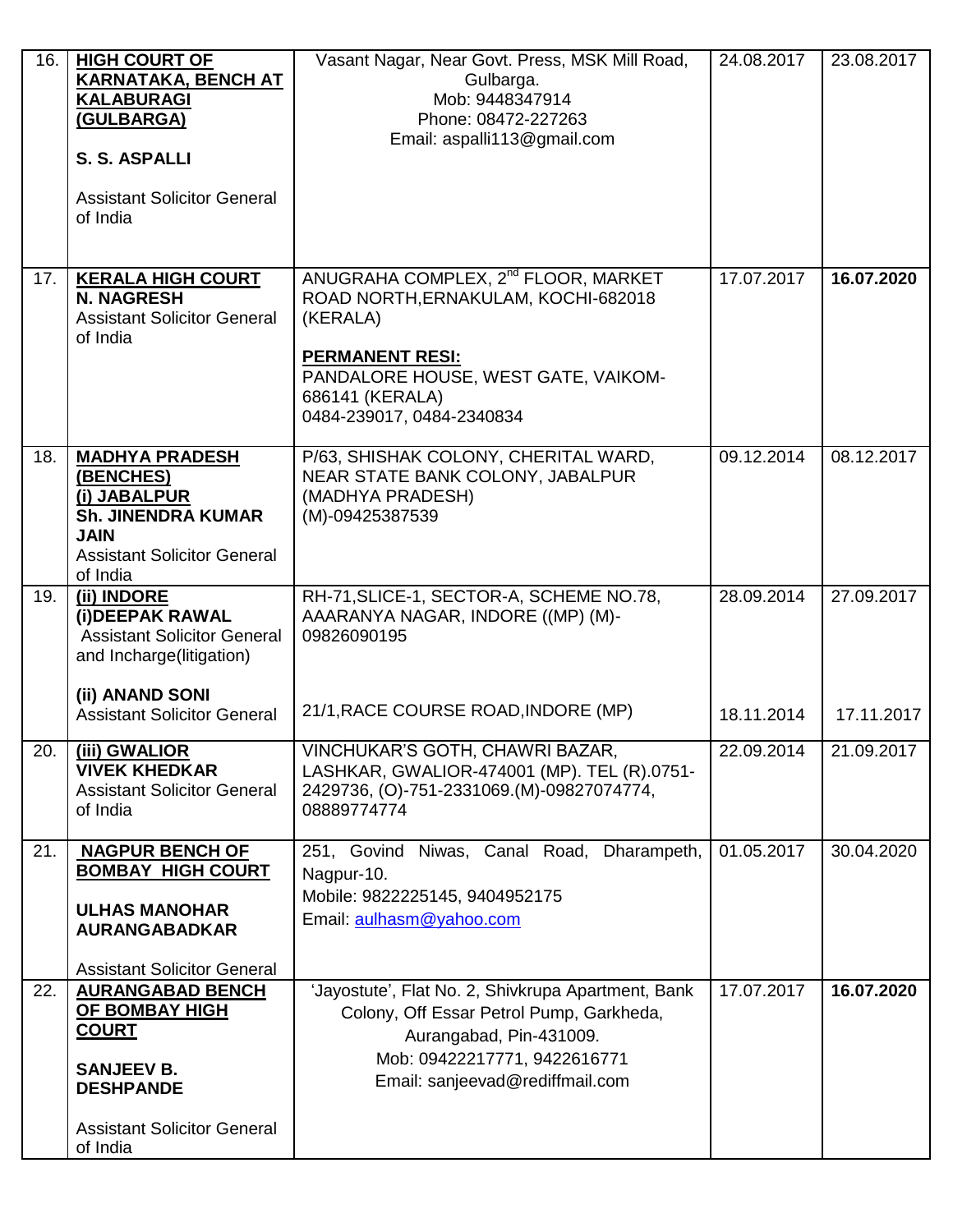| 16. | **HIGH COURT OF KARNATAKA, BENCH AT KALABURAGI (GULBARGA)**<br><br>**S. S. ASPALLI**<br><br>Assistant Solicitor General of India | Vasant Nagar, Near Govt. Press, MSK Mill Road, Gulbarga.<br>Mob: 9448347914<br>Phone: 08472-227263<br>Email: aspalli113@gmail.com | 24.08.2017 | 23.08.2017 |
|---|---|---|---|---|
| 17. | **KERALA HIGH COURT**<br>**N. NAGRESH**<br>Assistant Solicitor General of India | ANUGRAHA COMPLEX, 2nd FLOOR, MARKET ROAD NORTH,ERNAKULAM, KOCHI-682018 (KERALA)<br><br>**PERMANENT RESI:**<br>PANDALORE HOUSE, WEST GATE, VAIKOM-686141 (KERALA)<br>0484-239017, 0484-2340834 | 17.07.2017 | **16.07.2020** |
| 18. | **MADHYA PRADESH (BENCHES)**<br>**(i) JABALPUR**<br>**Sh. JINENDRA KUMAR JAIN**<br>Assistant Solicitor General of India | P/63, SHISHAK COLONY, CHERITAL WARD, NEAR STATE BANK COLONY, JABALPUR (MADHYA PRADESH)<br>(M)-09425387539 | 09.12.2014 | 08.12.2017 |
| 19. | **(ii) INDORE**<br>**(i)DEEPAK RAWAL**<br>Assistant Solicitor General and Incharge(litigation)<br><br>**(ii) ANAND SONI**<br>Assistant Solicitor General | RH-71,SLICE-1, SECTOR-A, SCHEME NO.78, AAARANYA NAGAR, INDORE ((MP) (M)-09826090195<br><br>21/1,RACE COURSE ROAD,INDORE (MP) | 28.09.2014<br><br>18.11.2014 | 27.09.2017<br><br>17.11.2017 |
| 20. | **(iii) GWALIOR**<br>**VIVEK KHEDKAR**<br>Assistant Solicitor General of India | VINCHUKAR'S GOTH, CHAWRI BAZAR, LASHKAR, GWALIOR-474001 (MP). TEL (R).0751-2429736, (O)-751-2331069.(M)-09827074774, 08889774774 | 22.09.2014 | 21.09.2017 |
| 21. | **NAGPUR BENCH OF BOMBAY HIGH COURT**<br><br>**ULHAS MANOHAR AURANGABADKAR**<br><br>Assistant Solicitor General | 251, Govind Niwas, Canal Road, Dharampeth, Nagpur-10.<br>Mobile: 9822225145, 9404952175<br>Email: aulhasm@yahoo.com | 01.05.2017 | 30.04.2020 |
| 22. | **AURANGABAD BENCH OF BOMBAY HIGH COURT**<br><br>**SANJEEV B. DESHPANDE**<br><br>Assistant Solicitor General of India | 'Jayostute', Flat No. 2, Shivkrupa Apartment, Bank Colony, Off Essar Petrol Pump, Garkheda, Aurangabad, Pin-431009.<br>Mob: 09422217771, 9422616771<br>Email: sanjeevad@rediffmail.com | 17.07.2017 | **16.07.2020** |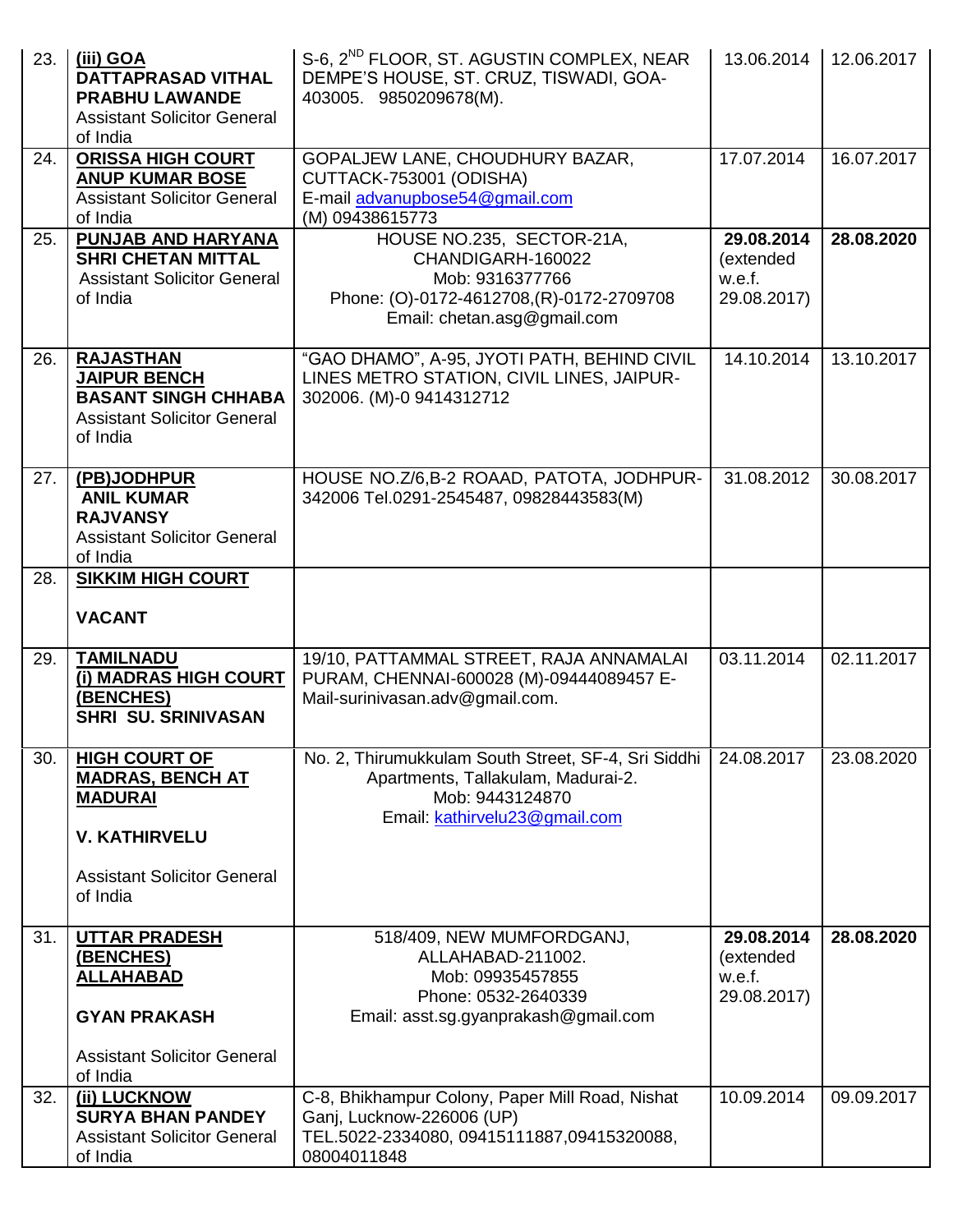| 23. | **(iii) GOA** **DATTAPRASAD VITHAL PRABHU LAWANDE** Assistant Solicitor General of India | S-6, 2[ND] FLOOR, ST. AGUSTIN COMPLEX, NEAR DEMPE'S HOUSE, ST. CRUZ, TISWADI, GOA-403005. 9850209678(M). | 13.06.2014 | 12.06.2017 |
|---|---|---|---|---|
| 24. | **ORISSA HIGH COURT** **ANUP KUMAR BOSE** Assistant Solicitor General of India | GOPALJEW LANE, CHOUDHURY BAZAR, CUTTACK-753001 (ODISHA) E-mail advanupbose54@gmail.com (M) 09438615773 | 17.07.2014 | 16.07.2017 |
| 25. | **PUNJAB AND HARYANA** **SHRI CHETAN MITTAL** Assistant Solicitor General of India | HOUSE NO.235, SECTOR-21A, CHANDIGARH-160022 Mob: 9316377766 Phone: (O)-0172-4612708,(R)-0172-2709708 Email: chetan.asg@gmail.com | **29.08.2014** (extended w.e.f. 29.08.2017) | **28.08.2020** |
| 26. | **RAJASTHAN** **JAIPUR BENCH** **BASANT SINGH CHHABA** Assistant Solicitor General of India | "GAO DHAMO", A-95, JYOTI PATH, BEHIND CIVIL LINES METRO STATION, CIVIL LINES, JAIPUR-302006. (M)-0 9414312712 | 14.10.2014 | 13.10.2017 |
| 27. | **(PB)JODHPUR** **ANIL KUMAR RAJVANSY** Assistant Solicitor General of India | HOUSE NO.Z/6,B-2 ROAAD, PATOTA, JODHPUR-342006 Tel.0291-2545487, 09828443583(M) | 31.08.2012 | 30.08.2017 |
| 28. | **SIKKIM HIGH COURT** **VACANT** | | | |
| 29. | **TAMILNADU** **(i) MADRAS HIGH COURT (BENCHES)** **SHRI SU. SRINIVASAN** | 19/10, PATTAMMAL STREET, RAJA ANNAMALAI PURAM, CHENNAI-600028 (M)-09444089457 E-Mail-surinivasan.adv@gmail.com. | 03.11.2014 | 02.11.2017 |
| 30. | **HIGH COURT OF MADRAS, BENCH AT MADURAI** **V. KATHIRVELU** Assistant Solicitor General of India | No. 2, Thirumukkulam South Street, SF-4, Sri Siddhi Apartments, Tallakulam, Madurai-2. Mob: 9443124870 Email: kathirvelu23@gmail.com | 24.08.2017 | 23.08.2020 |
| 31. | **UTTAR PRADESH (BENCHES)** **ALLAHABAD** **GYAN PRAKASH** Assistant Solicitor General of India | 518/409, NEW MUMFORDGANJ, ALLAHABAD-211002. Mob: 09935457855 Phone: 0532-2640339 Email: asst.sg.gyanprakash@gmail.com | **29.08.2014** (extended w.e.f. 29.08.2017) | **28.08.2020** |
| 32. | **(ii) LUCKNOW** **SURYA BHAN PANDEY** Assistant Solicitor General of India | C-8, Bhikhampur Colony, Paper Mill Road, Nishat Ganj, Lucknow-226006 (UP) TEL.5022-2334080, 09415111887,09415320088, 08004011848 | 10.09.2014 | 09.09.2017 |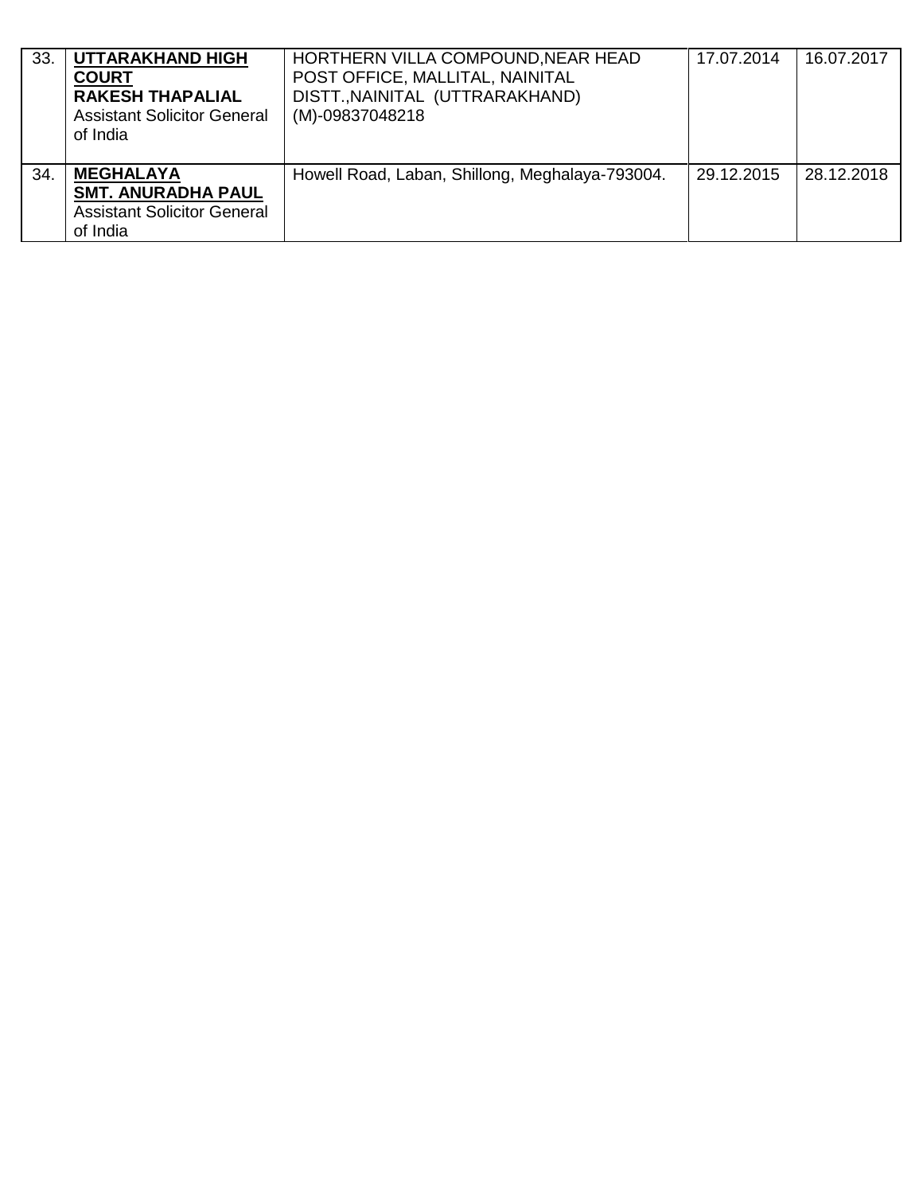| | | | | |
|---|---|---|---|---|
| 33. | **UTTARAKHAND HIGH COURT**<br>**RAKESH THAPALIAL**<br>Assistant Solicitor General of India | HORTHERN VILLA COMPOUND,NEAR HEAD POST OFFICE, MALLITAL, NAINITAL DISTT.,NAINITAL (UTTRARAKHAND)<br>(M)-09837048218 | 17.07.2014 | 16.07.2017 |
| 34. | **MEGHALAYA**<br>**SMT. ANURADHA PAUL**<br>Assistant Solicitor General of India | Howell Road, Laban, Shillong, Meghalaya-793004. | 29.12.2015 | 28.12.2018 |